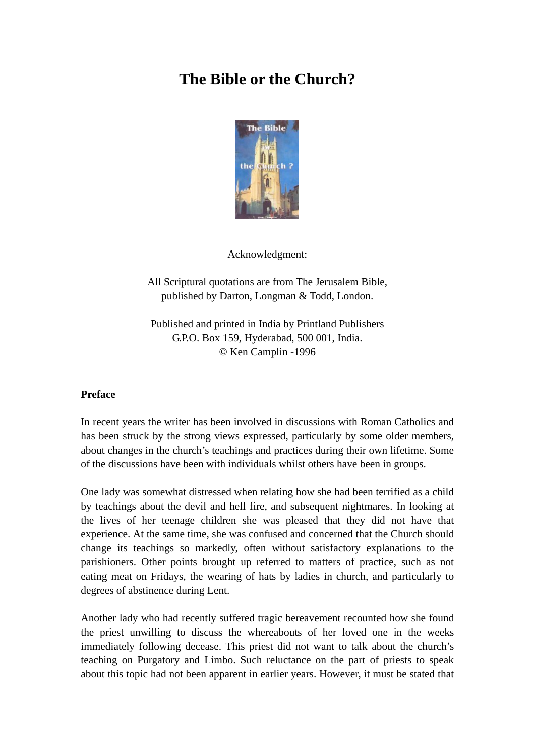# The Bible or the Church?

Acknowledgment:

All Scriptural quotations are from The Jerusalem Bible, published by Darton, Longman & Todd, London.

Published and printed in India by Printland Publishers
G.P.O. Box 159, Hyderabad, 500 001, India.
© Ken Camplin -1996

**Preface**

In recent years the writer has been involved in discussions with Roman Catholics and has been struck by the strong views expressed, particularly by some older members, about changes in the church's teachings and practices during their own lifetime. Some of the discussions have been with individuals whilst others have been in groups.

One lady was somewhat distressed when relating how she had been terrified as a child by teachings about the devil and hell fire, and subsequent nightmares. In looking at the lives of her teenage children she was pleased that they did not have that experience. At the same time, she was confused and concerned that the Church should change its teachings so markedly, often without satisfactory explanations to the parishioners. Other points brought up referred to matters of practice, such as not eating meat on Fridays, the wearing of hats by ladies in church, and particularly to degrees of abstinence during Lent.

Another lady who had recently suffered tragic bereavement recounted how she found the priest unwilling to discuss the whereabouts of her loved one in the weeks immediately following decease. This priest did not want to talk about the church's teaching on Purgatory and Limbo. Such reluctance on the part of priests to speak about this topic had not been apparent in earlier years. However, it must be stated that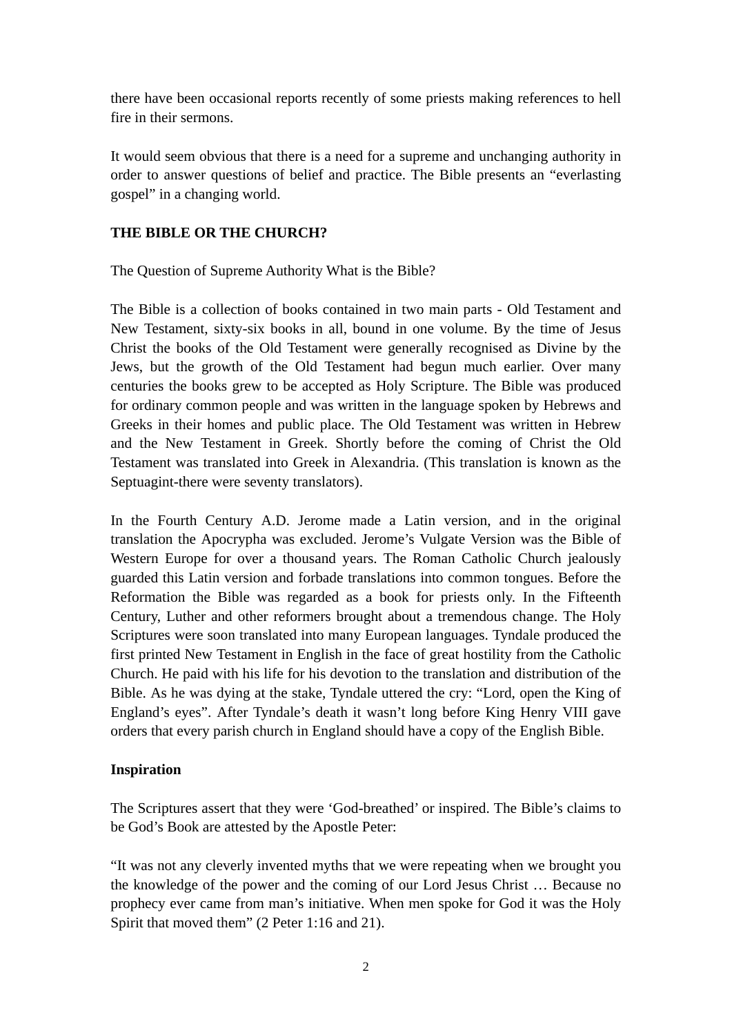there have been occasional reports recently of some priests making references to hell fire in their sermons.

It would seem obvious that there is a need for a supreme and unchanging authority in order to answer questions of belief and practice. The Bible presents an “everlasting gospel” in a changing world.

## THE BIBLE OR THE CHURCH?

The Question of Supreme Authority What is the Bible?

The Bible is a collection of books contained in two main parts - Old Testament and New Testament, sixty-six books in all, bound in one volume. By the time of Jesus Christ the books of the Old Testament were generally recognised as Divine by the Jews, but the growth of the Old Testament had begun much earlier. Over many centuries the books grew to be accepted as Holy Scripture. The Bible was produced for ordinary common people and was written in the language spoken by Hebrews and Greeks in their homes and public place. The Old Testament was written in Hebrew and the New Testament in Greek. Shortly before the coming of Christ the Old Testament was translated into Greek in Alexandria. (This translation is known as the Septuagint-there were seventy translators).

In the Fourth Century A.D. Jerome made a Latin version, and in the original translation the Apocrypha was excluded. Jerome’s Vulgate Version was the Bible of Western Europe for over a thousand years. The Roman Catholic Church jealously guarded this Latin version and forbade translations into common tongues. Before the Reformation the Bible was regarded as a book for priests only. In the Fifteenth Century, Luther and other reformers brought about a tremendous change. The Holy Scriptures were soon translated into many European languages. Tyndale produced the first printed New Testament in English in the face of great hostility from the Catholic Church. He paid with his life for his devotion to the translation and distribution of the Bible. As he was dying at the stake, Tyndale uttered the cry: “Lord, open the King of England’s eyes”. After Tyndale’s death it wasn’t long before King Henry VIII gave orders that every parish church in England should have a copy of the English Bible.

### Inspiration

The Scriptures assert that they were ‘God-breathed’ or inspired. The Bible’s claims to be God’s Book are attested by the Apostle Peter:

“It was not any cleverly invented myths that we were repeating when we brought you the knowledge of the power and the coming of our Lord Jesus Christ … Because no prophecy ever came from man’s initiative. When men spoke for God it was the Holy Spirit that moved them” (2 Peter 1:16 and 21).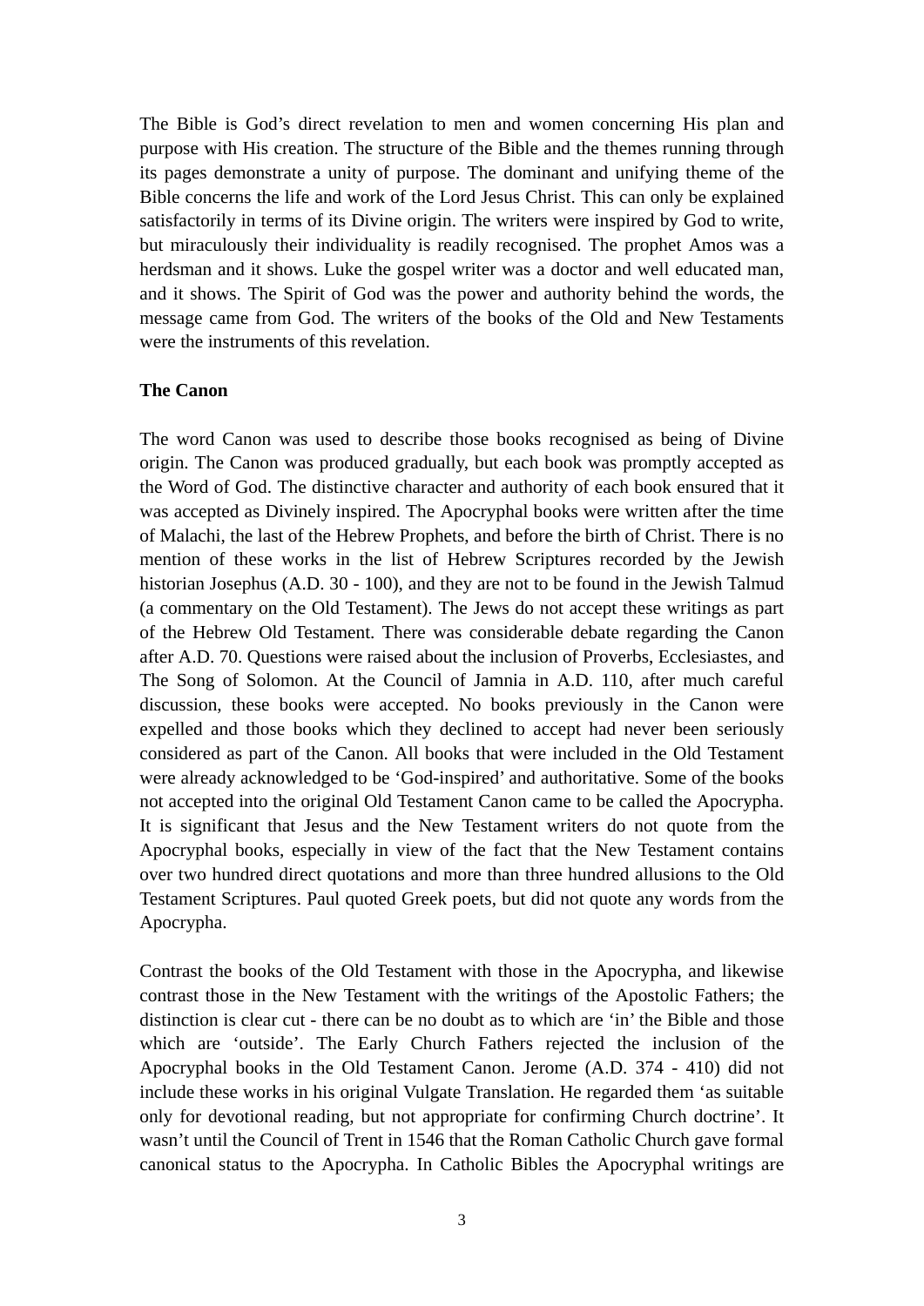The Bible is God's direct revelation to men and women concerning His plan and purpose with His creation. The structure of the Bible and the themes running through its pages demonstrate a unity of purpose. The dominant and unifying theme of the Bible concerns the life and work of the Lord Jesus Christ. This can only be explained satisfactorily in terms of its Divine origin. The writers were inspired by God to write, but miraculously their individuality is readily recognised. The prophet Amos was a herdsman and it shows. Luke the gospel writer was a doctor and well educated man, and it shows. The Spirit of God was the power and authority behind the words, the message came from God. The writers of the books of the Old and New Testaments were the instruments of this revelation.

**The Canon**

The word Canon was used to describe those books recognised as being of Divine origin. The Canon was produced gradually, but each book was promptly accepted as the Word of God. The distinctive character and authority of each book ensured that it was accepted as Divinely inspired. The Apocryphal books were written after the time of Malachi, the last of the Hebrew Prophets, and before the birth of Christ. There is no mention of these works in the list of Hebrew Scriptures recorded by the Jewish historian Josephus (A.D. 30 - 100), and they are not to be found in the Jewish Talmud (a commentary on the Old Testament). The Jews do not accept these writings as part of the Hebrew Old Testament. There was considerable debate regarding the Canon after A.D. 70. Questions were raised about the inclusion of Proverbs, Ecclesiastes, and The Song of Solomon. At the Council of Jamnia in A.D. 110, after much careful discussion, these books were accepted. No books previously in the Canon were expelled and those books which they declined to accept had never been seriously considered as part of the Canon. All books that were included in the Old Testament were already acknowledged to be 'God-inspired' and authoritative. Some of the books not accepted into the original Old Testament Canon came to be called the Apocrypha. It is significant that Jesus and the New Testament writers do not quote from the Apocryphal books, especially in view of the fact that the New Testament contains over two hundred direct quotations and more than three hundred allusions to the Old Testament Scriptures. Paul quoted Greek poets, but did not quote any words from the Apocrypha.

Contrast the books of the Old Testament with those in the Apocrypha, and likewise contrast those in the New Testament with the writings of the Apostolic Fathers; the distinction is clear cut - there can be no doubt as to which are 'in' the Bible and those which are 'outside'. The Early Church Fathers rejected the inclusion of the Apocryphal books in the Old Testament Canon. Jerome (A.D. 374 - 410) did not include these works in his original Vulgate Translation. He regarded them 'as suitable only for devotional reading, but not appropriate for confirming Church doctrine'. It wasn't until the Council of Trent in 1546 that the Roman Catholic Church gave formal canonical status to the Apocrypha. In Catholic Bibles the Apocryphal writings are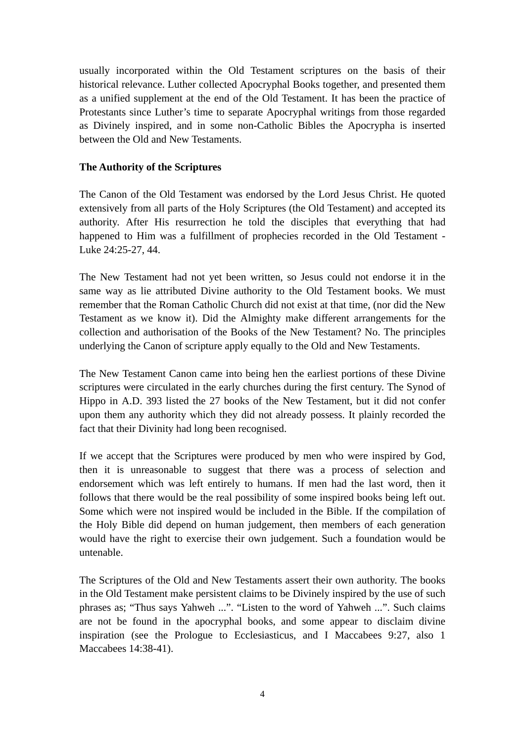usually incorporated within the Old Testament scriptures on the basis of their historical relevance. Luther collected Apocryphal Books together, and presented them as a unified supplement at the end of the Old Testament. It has been the practice of Protestants since Luther's time to separate Apocryphal writings from those regarded as Divinely inspired, and in some non-Catholic Bibles the Apocrypha is inserted between the Old and New Testaments.

**The Authority of the Scriptures**

The Canon of the Old Testament was endorsed by the Lord Jesus Christ. He quoted extensively from all parts of the Holy Scriptures (the Old Testament) and accepted its authority. After His resurrection he told the disciples that everything that had happened to Him was a fulfillment of prophecies recorded in the Old Testament - Luke 24:25-27, 44.

The New Testament had not yet been written, so Jesus could not endorse it in the same way as lie attributed Divine authority to the Old Testament books. We must remember that the Roman Catholic Church did not exist at that time, (nor did the New Testament as we know it). Did the Almighty make different arrangements for the collection and authorisation of the Books of the New Testament? No. The principles underlying the Canon of scripture apply equally to the Old and New Testaments.

The New Testament Canon came into being hen the earliest portions of these Divine scriptures were circulated in the early churches during the first century. The Synod of Hippo in A.D. 393 listed the 27 books of the New Testament, but it did not confer upon them any authority which they did not already possess. It plainly recorded the fact that their Divinity had long been recognised.

If we accept that the Scriptures were produced by men who were inspired by God, then it is unreasonable to suggest that there was a process of selection and endorsement which was left entirely to humans. If men had the last word, then it follows that there would be the real possibility of some inspired books being left out. Some which were not inspired would be included in the Bible. If the compilation of the Holy Bible did depend on human judgement, then members of each generation would have the right to exercise their own judgement. Such a foundation would be untenable.

The Scriptures of the Old and New Testaments assert their own authority. The books in the Old Testament make persistent claims to be Divinely inspired by the use of such phrases as; "Thus says Yahweh ...". "Listen to the word of Yahweh ...". Such claims are not be found in the apocryphal books, and some appear to disclaim divine inspiration (see the Prologue to Ecclesiasticus, and I Maccabees 9:27, also 1 Maccabees 14:38-41).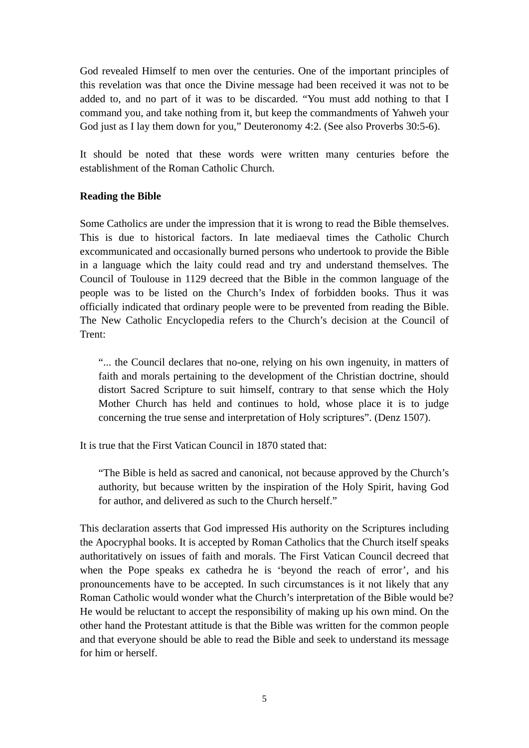God revealed Himself to men over the centuries. One of the important principles of this revelation was that once the Divine message had been received it was not to be added to, and no part of it was to be discarded. “You must add nothing to that I command you, and take nothing from it, but keep the commandments of Yahweh your God just as I lay them down for you,” Deuteronomy 4:2. (See also Proverbs 30:5-6).

It should be noted that these words were written many centuries before the establishment of the Roman Catholic Church.

**Reading the Bible**

Some Catholics are under the impression that it is wrong to read the Bible themselves. This is due to historical factors. In late mediaeval times the Catholic Church excommunicated and occasionally burned persons who undertook to provide the Bible in a language which the laity could read and try and understand themselves. The Council of Toulouse in 1129 decreed that the Bible in the common language of the people was to be listed on the Church’s Index of forbidden books. Thus it was officially indicated that ordinary people were to be prevented from reading the Bible. The New Catholic Encyclopedia refers to the Church’s decision at the Council of Trent:

> “... the Council declares that no-one, relying on his own ingenuity, in matters of faith and morals pertaining to the development of the Christian doctrine, should distort Sacred Scripture to suit himself, contrary to that sense which the Holy Mother Church has held and continues to hold, whose place it is to judge concerning the true sense and interpretation of Holy scriptures”. (Denz 1507).

It is true that the First Vatican Council in 1870 stated that:

> “The Bible is held as sacred and canonical, not because approved by the Church’s authority, but because written by the inspiration of the Holy Spirit, having God for author, and delivered as such to the Church herself.”

This declaration asserts that God impressed His authority on the Scriptures including the Apocryphal books. It is accepted by Roman Catholics that the Church itself speaks authoritatively on issues of faith and morals. The First Vatican Council decreed that when the Pope speaks ex cathedra he is ‘beyond the reach of error’, and his pronouncements have to be accepted. In such circumstances is it not likely that any Roman Catholic would wonder what the Church’s interpretation of the Bible would be? He would be reluctant to accept the responsibility of making up his own mind. On the other hand the Protestant attitude is that the Bible was written for the common people and that everyone should be able to read the Bible and seek to understand its message for him or herself.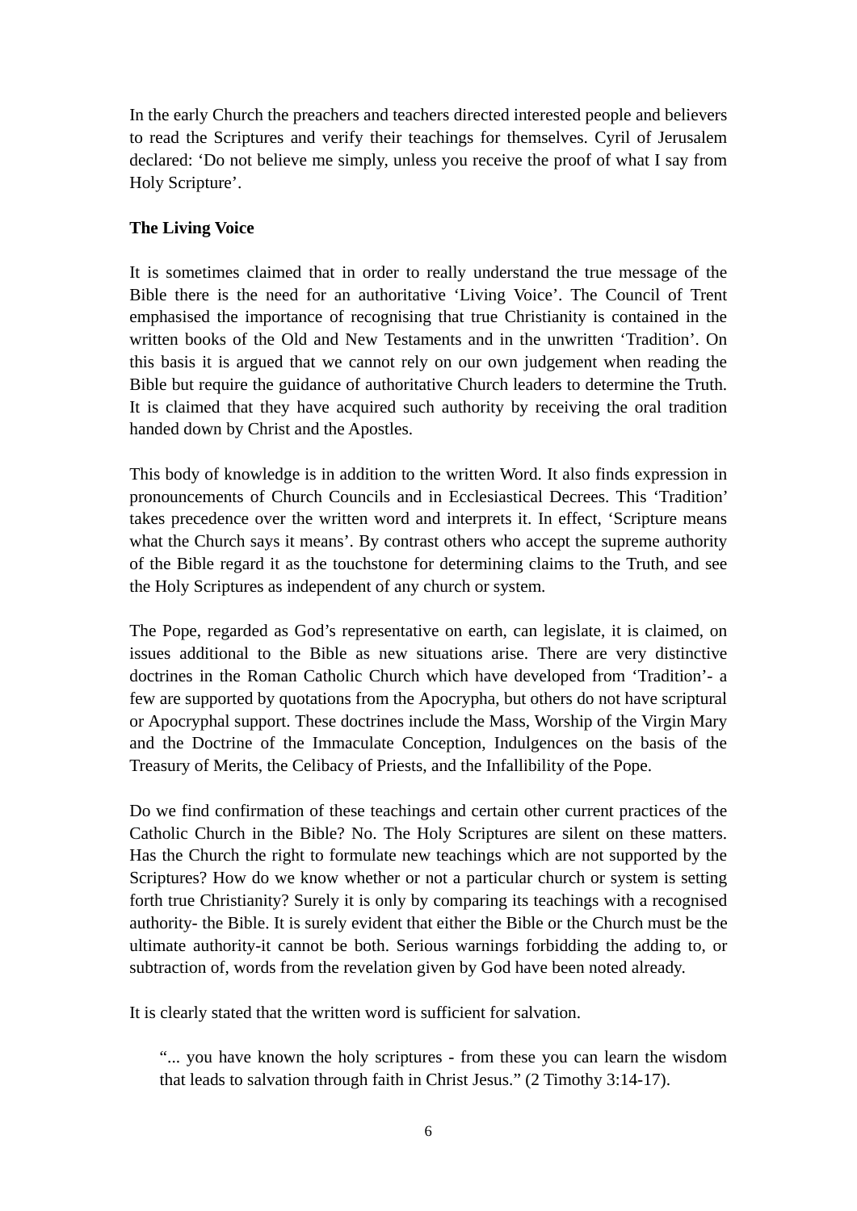In the early Church the preachers and teachers directed interested people and believers to read the Scriptures and verify their teachings for themselves. Cyril of Jerusalem declared: 'Do not believe me simply, unless you receive the proof of what I say from Holy Scripture'.

**The Living Voice**

It is sometimes claimed that in order to really understand the true message of the Bible there is the need for an authoritative 'Living Voice'. The Council of Trent emphasised the importance of recognising that true Christianity is contained in the written books of the Old and New Testaments and in the unwritten 'Tradition'. On this basis it is argued that we cannot rely on our own judgement when reading the Bible but require the guidance of authoritative Church leaders to determine the Truth. It is claimed that they have acquired such authority by receiving the oral tradition handed down by Christ and the Apostles.

This body of knowledge is in addition to the written Word. It also finds expression in pronouncements of Church Councils and in Ecclesiastical Decrees. This 'Tradition' takes precedence over the written word and interprets it. In effect, 'Scripture means what the Church says it means'. By contrast others who accept the supreme authority of the Bible regard it as the touchstone for determining claims to the Truth, and see the Holy Scriptures as independent of any church or system.

The Pope, regarded as God's representative on earth, can legislate, it is claimed, on issues additional to the Bible as new situations arise. There are very distinctive doctrines in the Roman Catholic Church which have developed from 'Tradition'- a few are supported by quotations from the Apocrypha, but others do not have scriptural or Apocryphal support. These doctrines include the Mass, Worship of the Virgin Mary and the Doctrine of the Immaculate Conception, Indulgences on the basis of the Treasury of Merits, the Celibacy of Priests, and the Infallibility of the Pope.

Do we find confirmation of these teachings and certain other current practices of the Catholic Church in the Bible? No. The Holy Scriptures are silent on these matters. Has the Church the right to formulate new teachings which are not supported by the Scriptures? How do we know whether or not a particular church or system is setting forth true Christianity? Surely it is only by comparing its teachings with a recognised authority- the Bible. It is surely evident that either the Bible or the Church must be the ultimate authority-it cannot be both. Serious warnings forbidding the adding to, or subtraction of, words from the revelation given by God have been noted already.

It is clearly stated that the written word is sufficient for salvation.

> "... you have known the holy scriptures - from these you can learn the wisdom that leads to salvation through faith in Christ Jesus." (2 Timothy 3:14-17).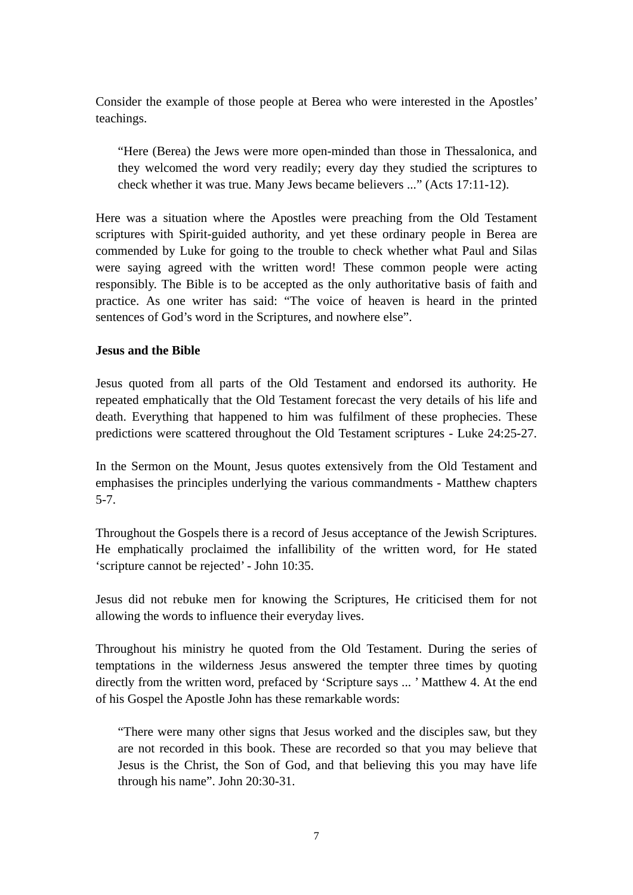Consider the example of those people at Berea who were interested in the Apostles' teachings.

> "Here (Berea) the Jews were more open-minded than those in Thessalonica, and they welcomed the word very readily; every day they studied the scriptures to check whether it was true. Many Jews became believers ..." (Acts 17:11-12).

Here was a situation where the Apostles were preaching from the Old Testament scriptures with Spirit-guided authority, and yet these ordinary people in Berea are commended by Luke for going to the trouble to check whether what Paul and Silas were saying agreed with the written word! These common people were acting responsibly. The Bible is to be accepted as the only authoritative basis of faith and practice. As one writer has said: "The voice of heaven is heard in the printed sentences of God's word in the Scriptures, and nowhere else".

**Jesus and the Bible**

Jesus quoted from all parts of the Old Testament and endorsed its authority. He repeated emphatically that the Old Testament forecast the very details of his life and death. Everything that happened to him was fulfilment of these prophecies. These predictions were scattered throughout the Old Testament scriptures - Luke 24:25-27.

In the Sermon on the Mount, Jesus quotes extensively from the Old Testament and emphasises the principles underlying the various commandments - Matthew chapters 5-7.

Throughout the Gospels there is a record of Jesus acceptance of the Jewish Scriptures. He emphatically proclaimed the infallibility of the written word, for He stated 'scripture cannot be rejected' - John 10:35.

Jesus did not rebuke men for knowing the Scriptures, He criticised them for not allowing the words to influence their everyday lives.

Throughout his ministry he quoted from the Old Testament. During the series of temptations in the wilderness Jesus answered the tempter three times by quoting directly from the written word, prefaced by 'Scripture says ... ' Matthew 4. At the end of his Gospel the Apostle John has these remarkable words:

> "There were many other signs that Jesus worked and the disciples saw, but they are not recorded in this book. These are recorded so that you may believe that Jesus is the Christ, the Son of God, and that believing this you may have life through his name". John 20:30-31.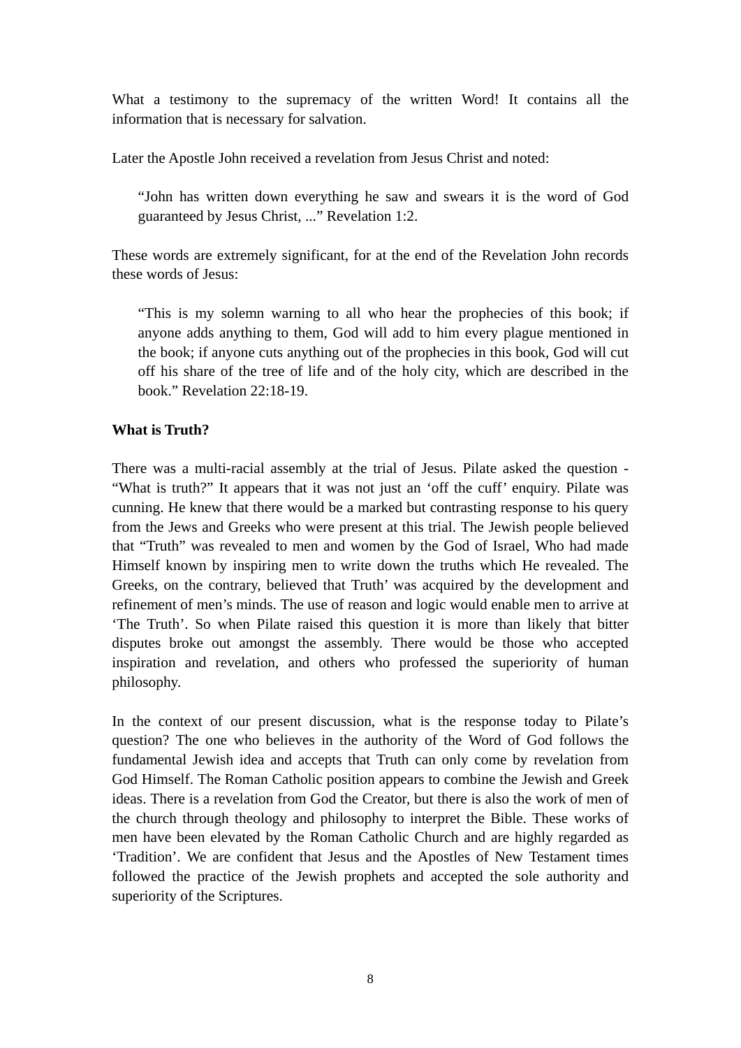What a testimony to the supremacy of the written Word! It contains all the information that is necessary for salvation.

Later the Apostle John received a revelation from Jesus Christ and noted:

> "John has written down everything he saw and swears it is the word of God guaranteed by Jesus Christ, ..." Revelation 1:2.

These words are extremely significant, for at the end of the Revelation John records these words of Jesus:

> "This is my solemn warning to all who hear the prophecies of this book; if anyone adds anything to them, God will add to him every plague mentioned in the book; if anyone cuts anything out of the prophecies in this book, God will cut off his share of the tree of life and of the holy city, which are described in the book." Revelation 22:18-19.

**What is Truth?**

There was a multi-racial assembly at the trial of Jesus. Pilate asked the question - "What is truth?" It appears that it was not just an 'off the cuff' enquiry. Pilate was cunning. He knew that there would be a marked but contrasting response to his query from the Jews and Greeks who were present at this trial. The Jewish people believed that "Truth" was revealed to men and women by the God of Israel, Who had made Himself known by inspiring men to write down the truths which He revealed. The Greeks, on the contrary, believed that Truth' was acquired by the development and refinement of men's minds. The use of reason and logic would enable men to arrive at 'The Truth'. So when Pilate raised this question it is more than likely that bitter disputes broke out amongst the assembly. There would be those who accepted inspiration and revelation, and others who professed the superiority of human philosophy.

In the context of our present discussion, what is the response today to Pilate's question? The one who believes in the authority of the Word of God follows the fundamental Jewish idea and accepts that Truth can only come by revelation from God Himself. The Roman Catholic position appears to combine the Jewish and Greek ideas. There is a revelation from God the Creator, but there is also the work of men of the church through theology and philosophy to interpret the Bible. These works of men have been elevated by the Roman Catholic Church and are highly regarded as 'Tradition'. We are confident that Jesus and the Apostles of New Testament times followed the practice of the Jewish prophets and accepted the sole authority and superiority of the Scriptures.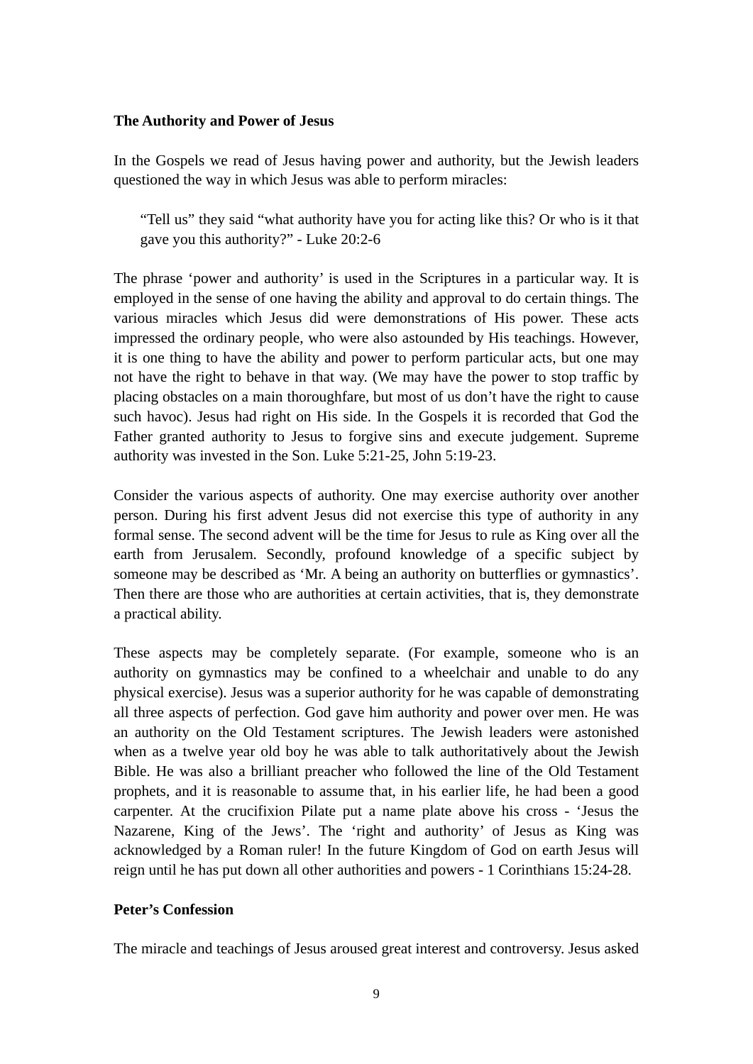**The Authority and Power of Jesus**

In the Gospels we read of Jesus having power and authority, but the Jewish leaders questioned the way in which Jesus was able to perform miracles:

> “Tell us” they said “what authority have you for acting like this? Or who is it that gave you this authority?” - Luke 20:2-6

The phrase ‘power and authority’ is used in the Scriptures in a particular way. It is employed in the sense of one having the ability and approval to do certain things. The various miracles which Jesus did were demonstrations of His power. These acts impressed the ordinary people, who were also astounded by His teachings. However, it is one thing to have the ability and power to perform particular acts, but one may not have the right to behave in that way. (We may have the power to stop traffic by placing obstacles on a main thoroughfare, but most of us don’t have the right to cause such havoc). Jesus had right on His side. In the Gospels it is recorded that God the Father granted authority to Jesus to forgive sins and execute judgement. Supreme authority was invested in the Son. Luke 5:21-25, John 5:19-23.

Consider the various aspects of authority. One may exercise authority over another person. During his first advent Jesus did not exercise this type of authority in any formal sense. The second advent will be the time for Jesus to rule as King over all the earth from Jerusalem. Secondly, profound knowledge of a specific subject by someone may be described as ‘Mr. A being an authority on butterflies or gymnastics’. Then there are those who are authorities at certain activities, that is, they demonstrate a practical ability.

These aspects may be completely separate. (For example, someone who is an authority on gymnastics may be confined to a wheelchair and unable to do any physical exercise). Jesus was a superior authority for he was capable of demonstrating all three aspects of perfection. God gave him authority and power over men. He was an authority on the Old Testament scriptures. The Jewish leaders were astonished when as a twelve year old boy he was able to talk authoritatively about the Jewish Bible. He was also a brilliant preacher who followed the line of the Old Testament prophets, and it is reasonable to assume that, in his earlier life, he had been a good carpenter. At the crucifixion Pilate put a name plate above his cross - ‘Jesus the Nazarene, King of the Jews’. The ‘right and authority’ of Jesus as King was acknowledged by a Roman ruler! In the future Kingdom of God on earth Jesus will reign until he has put down all other authorities and powers - 1 Corinthians 15:24-28.

**Peter’s Confession**

The miracle and teachings of Jesus aroused great interest and controversy. Jesus asked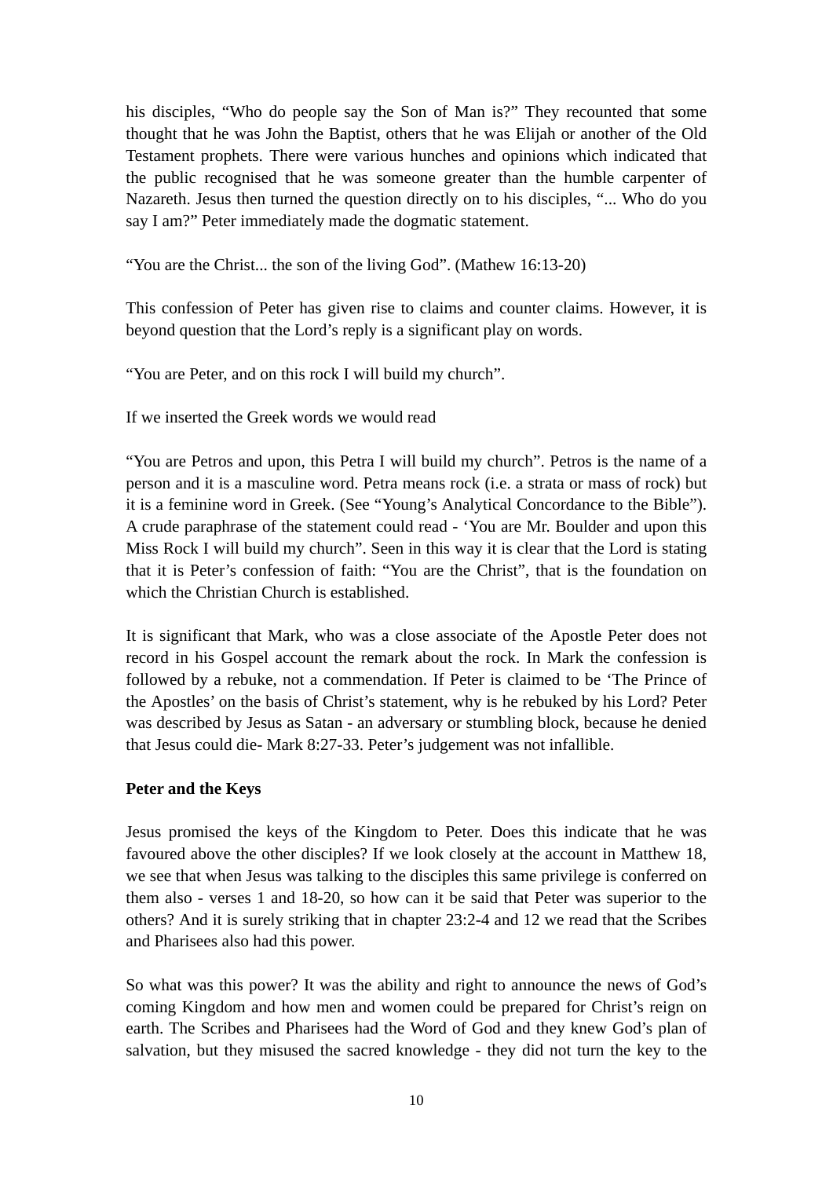his disciples, "Who do people say the Son of Man is?" They recounted that some thought that he was John the Baptist, others that he was Elijah or another of the Old Testament prophets. There were various hunches and opinions which indicated that the public recognised that he was someone greater than the humble carpenter of Nazareth. Jesus then turned the question directly on to his disciples, "... Who do you say I am?" Peter immediately made the dogmatic statement.

"You are the Christ... the son of the living God". (Mathew 16:13-20)

This confession of Peter has given rise to claims and counter claims. However, it is beyond question that the Lord's reply is a significant play on words.

"You are Peter, and on this rock I will build my church".

If we inserted the Greek words we would read

"You are Petros and upon, this Petra I will build my church". Petros is the name of a person and it is a masculine word. Petra means rock (i.e. a strata or mass of rock) but it is a feminine word in Greek. (See "Young's Analytical Concordance to the Bible"). A crude paraphrase of the statement could read - 'You are Mr. Boulder and upon this Miss Rock I will build my church". Seen in this way it is clear that the Lord is stating that it is Peter's confession of faith: "You are the Christ", that is the foundation on which the Christian Church is established.

It is significant that Mark, who was a close associate of the Apostle Peter does not record in his Gospel account the remark about the rock. In Mark the confession is followed by a rebuke, not a commendation. If Peter is claimed to be 'The Prince of the Apostles' on the basis of Christ's statement, why is he rebuked by his Lord? Peter was described by Jesus as Satan - an adversary or stumbling block, because he denied that Jesus could die- Mark 8:27-33. Peter's judgement was not infallible.

**Peter and the Keys**

Jesus promised the keys of the Kingdom to Peter. Does this indicate that he was favoured above the other disciples? If we look closely at the account in Matthew 18, we see that when Jesus was talking to the disciples this same privilege is conferred on them also - verses 1 and 18-20, so how can it be said that Peter was superior to the others? And it is surely striking that in chapter 23:2-4 and 12 we read that the Scribes and Pharisees also had this power.

So what was this power? It was the ability and right to announce the news of God's coming Kingdom and how men and women could be prepared for Christ's reign on earth. The Scribes and Pharisees had the Word of God and they knew God's plan of salvation, but they misused the sacred knowledge - they did not turn the key to the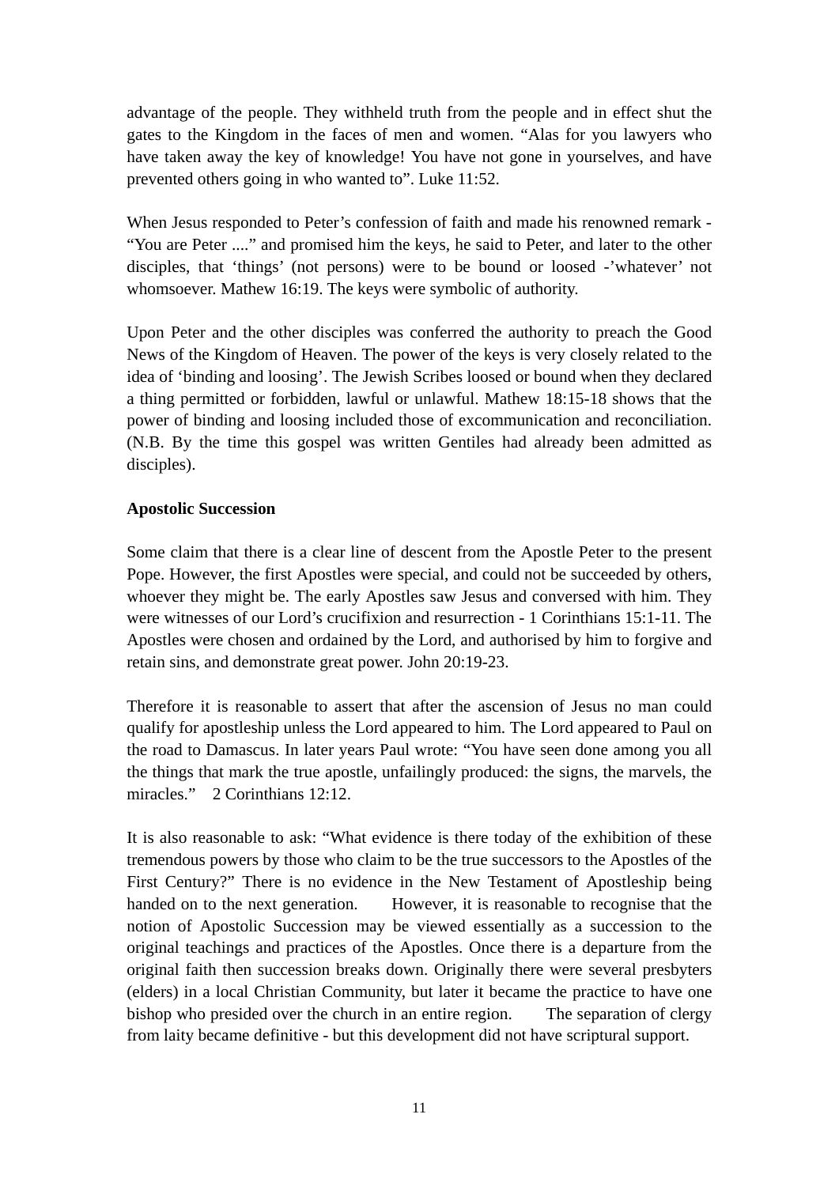advantage of the people. They withheld truth from the people and in effect shut the gates to the Kingdom in the faces of men and women. “Alas for you lawyers who have taken away the key of knowledge! You have not gone in yourselves, and have prevented others going in who wanted to”. Luke 11:52.

When Jesus responded to Peter’s confession of faith and made his renowned remark - “You are Peter ....” and promised him the keys, he said to Peter, and later to the other disciples, that ‘things’ (not persons) were to be bound or loosed -’whatever’ not whomsoever. Mathew 16:19. The keys were symbolic of authority.

Upon Peter and the other disciples was conferred the authority to preach the Good News of the Kingdom of Heaven. The power of the keys is very closely related to the idea of ‘binding and loosing’. The Jewish Scribes loosed or bound when they declared a thing permitted or forbidden, lawful or unlawful. Mathew 18:15-18 shows that the power of binding and loosing included those of excommunication and reconciliation. (N.B. By the time this gospel was written Gentiles had already been admitted as disciples).

**Apostolic Succession**

Some claim that there is a clear line of descent from the Apostle Peter to the present Pope. However, the first Apostles were special, and could not be succeeded by others, whoever they might be. The early Apostles saw Jesus and conversed with him. They were witnesses of our Lord’s crucifixion and resurrection - 1 Corinthians 15:1-11. The Apostles were chosen and ordained by the Lord, and authorised by him to forgive and retain sins, and demonstrate great power. John 20:19-23.

Therefore it is reasonable to assert that after the ascension of Jesus no man could qualify for apostleship unless the Lord appeared to him. The Lord appeared to Paul on the road to Damascus. In later years Paul wrote: “You have seen done among you all the things that mark the true apostle, unfailingly produced: the signs, the marvels, the miracles.” 2 Corinthians 12:12.

It is also reasonable to ask: “What evidence is there today of the exhibition of these tremendous powers by those who claim to be the true successors to the Apostles of the First Century?” There is no evidence in the New Testament of Apostleship being handed on to the next generation. However, it is reasonable to recognise that the notion of Apostolic Succession may be viewed essentially as a succession to the original teachings and practices of the Apostles. Once there is a departure from the original faith then succession breaks down. Originally there were several presbyters (elders) in a local Christian Community, but later it became the practice to have one bishop who presided over the church in an entire region. The separation of clergy from laity became definitive - but this development did not have scriptural support.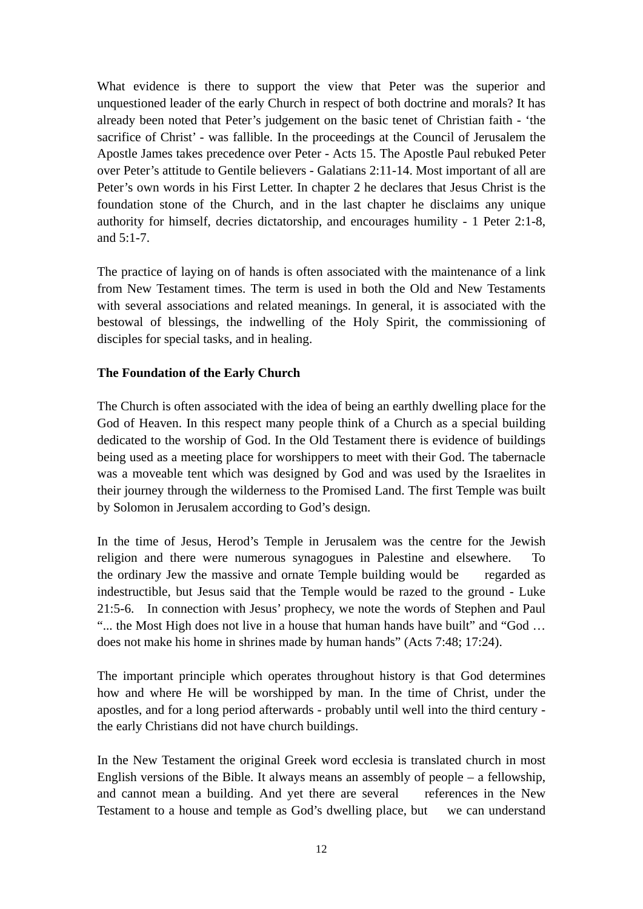What evidence is there to support the view that Peter was the superior and unquestioned leader of the early Church in respect of both doctrine and morals? It has already been noted that Peter's judgement on the basic tenet of Christian faith - 'the sacrifice of Christ' - was fallible. In the proceedings at the Council of Jerusalem the Apostle James takes precedence over Peter - Acts 15. The Apostle Paul rebuked Peter over Peter's attitude to Gentile believers - Galatians 2:11-14. Most important of all are Peter's own words in his First Letter. In chapter 2 he declares that Jesus Christ is the foundation stone of the Church, and in the last chapter he disclaims any unique authority for himself, decries dictatorship, and encourages humility - 1 Peter 2:1-8, and 5:1-7.

The practice of laying on of hands is often associated with the maintenance of a link from New Testament times. The term is used in both the Old and New Testaments with several associations and related meanings. In general, it is associated with the bestowal of blessings, the indwelling of the Holy Spirit, the commissioning of disciples for special tasks, and in healing.

**The Foundation of the Early Church**

The Church is often associated with the idea of being an earthly dwelling place for the God of Heaven. In this respect many people think of a Church as a special building dedicated to the worship of God. In the Old Testament there is evidence of buildings being used as a meeting place for worshippers to meet with their God. The tabernacle was a moveable tent which was designed by God and was used by the Israelites in their journey through the wilderness to the Promised Land. The first Temple was built by Solomon in Jerusalem according to God's design.

In the time of Jesus, Herod's Temple in Jerusalem was the centre for the Jewish religion and there were numerous synagogues in Palestine and elsewhere. To the ordinary Jew the massive and ornate Temple building would be regarded as indestructible, but Jesus said that the Temple would be razed to the ground - Luke 21:5-6. In connection with Jesus' prophecy, we note the words of Stephen and Paul "... the Most High does not live in a house that human hands have built" and "God … does not make his home in shrines made by human hands" (Acts 7:48; 17:24).

The important principle which operates throughout history is that God determines how and where He will be worshipped by man. In the time of Christ, under the apostles, and for a long period afterwards - probably until well into the third century - the early Christians did not have church buildings.

In the New Testament the original Greek word ecclesia is translated church in most English versions of the Bible. It always means an assembly of people – a fellowship, and cannot mean a building. And yet there are several references in the New Testament to a house and temple as God's dwelling place, but we can understand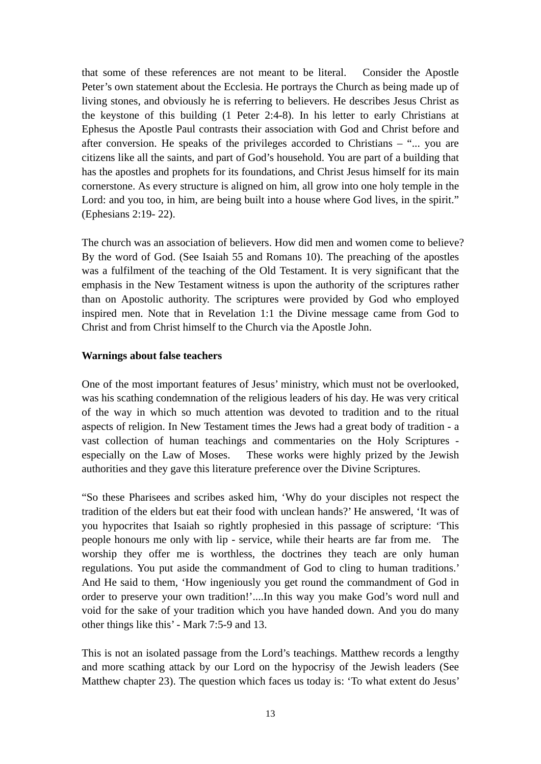that some of these references are not meant to be literal. Consider the Apostle Peter's own statement about the Ecclesia. He portrays the Church as being made up of living stones, and obviously he is referring to believers. He describes Jesus Christ as the keystone of this building (1 Peter 2:4-8). In his letter to early Christians at Ephesus the Apostle Paul contrasts their association with God and Christ before and after conversion. He speaks of the privileges accorded to Christians – "... you are citizens like all the saints, and part of God's household. You are part of a building that has the apostles and prophets for its foundations, and Christ Jesus himself for its main cornerstone. As every structure is aligned on him, all grow into one holy temple in the Lord: and you too, in him, are being built into a house where God lives, in the spirit." (Ephesians 2:19- 22).

The church was an association of believers. How did men and women come to believe? By the word of God. (See Isaiah 55 and Romans 10). The preaching of the apostles was a fulfilment of the teaching of the Old Testament. It is very significant that the emphasis in the New Testament witness is upon the authority of the scriptures rather than on Apostolic authority. The scriptures were provided by God who employed inspired men. Note that in Revelation 1:1 the Divine message came from God to Christ and from Christ himself to the Church via the Apostle John.

**Warnings about false teachers**

One of the most important features of Jesus' ministry, which must not be overlooked, was his scathing condemnation of the religious leaders of his day. He was very critical of the way in which so much attention was devoted to tradition and to the ritual aspects of religion. In New Testament times the Jews had a great body of tradition - a vast collection of human teachings and commentaries on the Holy Scriptures - especially on the Law of Moses. These works were highly prized by the Jewish authorities and they gave this literature preference over the Divine Scriptures.

"So these Pharisees and scribes asked him, 'Why do your disciples not respect the tradition of the elders but eat their food with unclean hands?' He answered, 'It was of you hypocrites that Isaiah so rightly prophesied in this passage of scripture: 'This people honours me only with lip - service, while their hearts are far from me. The worship they offer me is worthless, the doctrines they teach are only human regulations. You put aside the commandment of God to cling to human traditions.' And He said to them, 'How ingeniously you get round the commandment of God in order to preserve your own tradition!'....In this way you make God's word null and void for the sake of your tradition which you have handed down. And you do many other things like this' - Mark 7:5-9 and 13.

This is not an isolated passage from the Lord's teachings. Matthew records a lengthy and more scathing attack by our Lord on the hypocrisy of the Jewish leaders (See Matthew chapter 23). The question which faces us today is: 'To what extent do Jesus'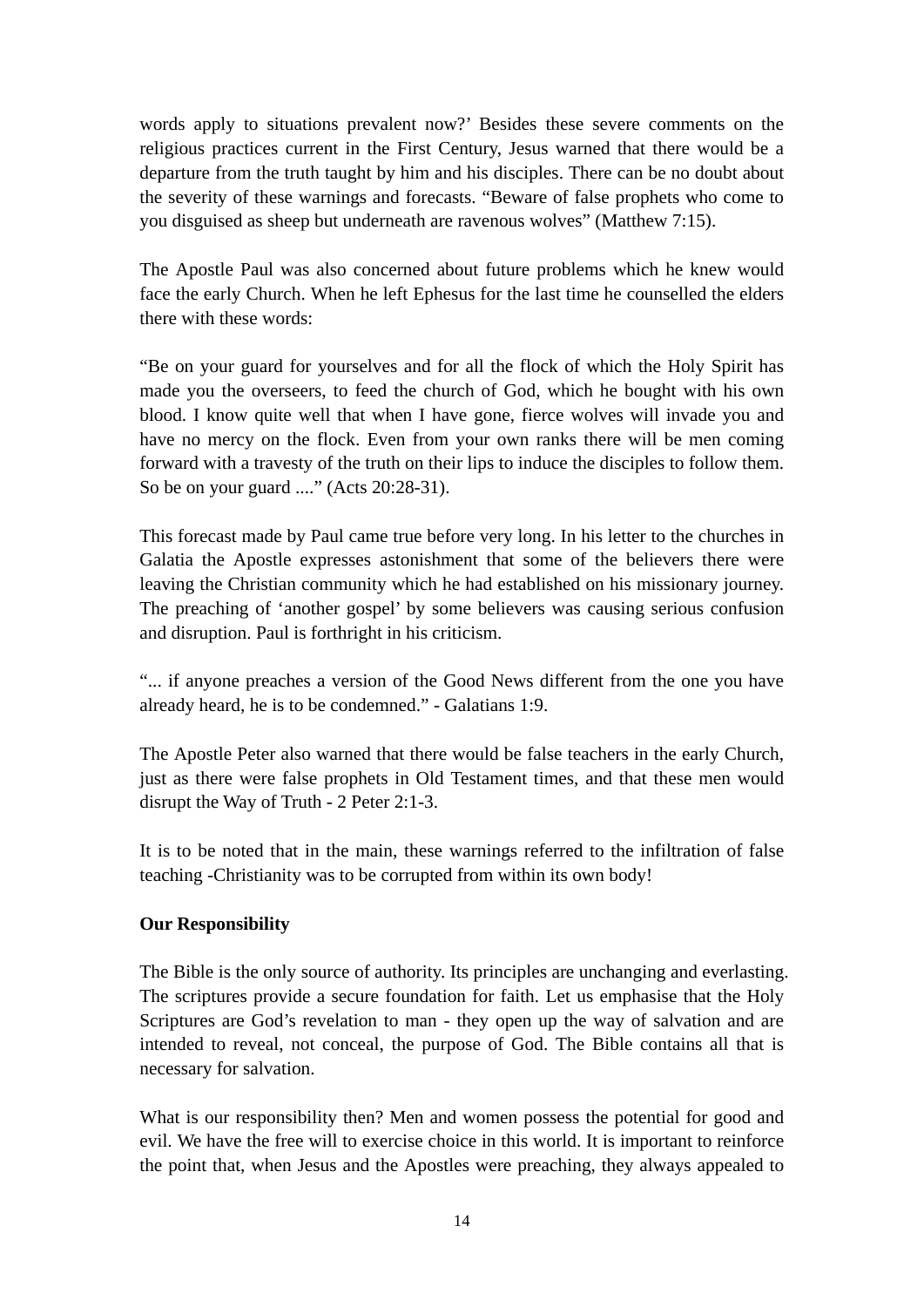words apply to situations prevalent now?' Besides these severe comments on the religious practices current in the First Century, Jesus warned that there would be a departure from the truth taught by him and his disciples. There can be no doubt about the severity of these warnings and forecasts. "Beware of false prophets who come to you disguised as sheep but underneath are ravenous wolves" (Matthew 7:15).

The Apostle Paul was also concerned about future problems which he knew would face the early Church. When he left Ephesus for the last time he counselled the elders there with these words:

"Be on your guard for yourselves and for all the flock of which the Holy Spirit has made you the overseers, to feed the church of God, which he bought with his own blood. I know quite well that when I have gone, fierce wolves will invade you and have no mercy on the flock. Even from your own ranks there will be men coming forward with a travesty of the truth on their lips to induce the disciples to follow them. So be on your guard ...." (Acts 20:28-31).

This forecast made by Paul came true before very long. In his letter to the churches in Galatia the Apostle expresses astonishment that some of the believers there were leaving the Christian community which he had established on his missionary journey. The preaching of 'another gospel' by some believers was causing serious confusion and disruption. Paul is forthright in his criticism.

"... if anyone preaches a version of the Good News different from the one you have already heard, he is to be condemned." - Galatians 1:9.

The Apostle Peter also warned that there would be false teachers in the early Church, just as there were false prophets in Old Testament times, and that these men would disrupt the Way of Truth - 2 Peter 2:1-3.

It is to be noted that in the main, these warnings referred to the infiltration of false teaching -Christianity was to be corrupted from within its own body!

**Our Responsibility**

The Bible is the only source of authority. Its principles are unchanging and everlasting. The scriptures provide a secure foundation for faith. Let us emphasise that the Holy Scriptures are God's revelation to man - they open up the way of salvation and are intended to reveal, not conceal, the purpose of God. The Bible contains all that is necessary for salvation.

What is our responsibility then? Men and women possess the potential for good and evil. We have the free will to exercise choice in this world. It is important to reinforce the point that, when Jesus and the Apostles were preaching, they always appealed to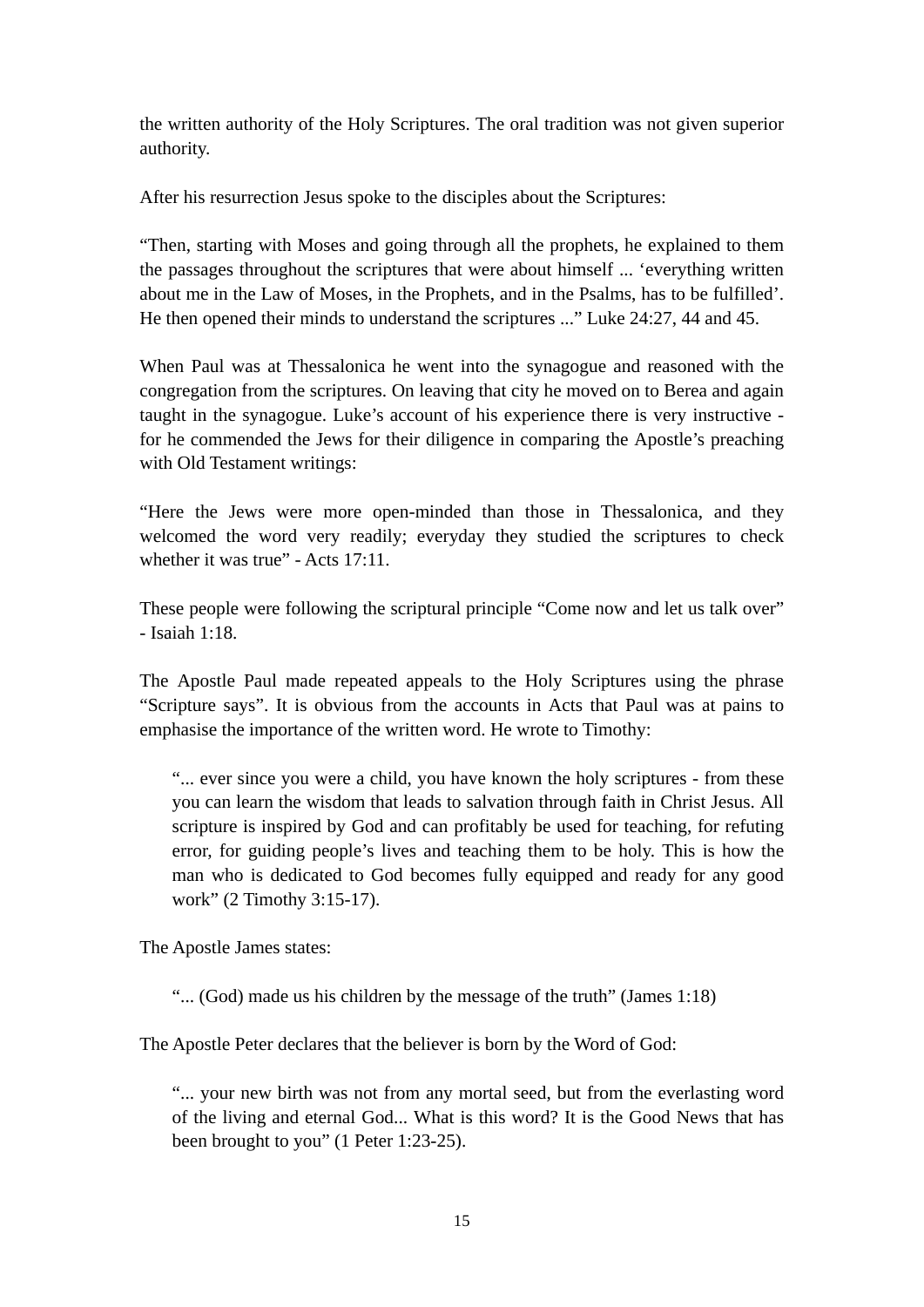the written authority of the Holy Scriptures. The oral tradition was not given superior authority.

After his resurrection Jesus spoke to the disciples about the Scriptures:

“Then, starting with Moses and going through all the prophets, he explained to them the passages throughout the scriptures that were about himself ... ‘everything written about me in the Law of Moses, in the Prophets, and in the Psalms, has to be fulfilled’. He then opened their minds to understand the scriptures ...” Luke 24:27, 44 and 45.

When Paul was at Thessalonica he went into the synagogue and reasoned with the congregation from the scriptures. On leaving that city he moved on to Berea and again taught in the synagogue. Luke’s account of his experience there is very instructive - for he commended the Jews for their diligence in comparing the Apostle’s preaching with Old Testament writings:

“Here the Jews were more open-minded than those in Thessalonica, and they welcomed the word very readily; everyday they studied the scriptures to check whether it was true” - Acts 17:11.

These people were following the scriptural principle “Come now and let us talk over” - Isaiah 1:18.

The Apostle Paul made repeated appeals to the Holy Scriptures using the phrase “Scripture says”. It is obvious from the accounts in Acts that Paul was at pains to emphasise the importance of the written word. He wrote to Timothy:

> “... ever since you were a child, you have known the holy scriptures - from these you can learn the wisdom that leads to salvation through faith in Christ Jesus. All scripture is inspired by God and can profitably be used for teaching, for refuting error, for guiding people’s lives and teaching them to be holy. This is how the man who is dedicated to God becomes fully equipped and ready for any good work” (2 Timothy 3:15-17).

The Apostle James states:

> “... (God) made us his children by the message of the truth” (James 1:18)

The Apostle Peter declares that the believer is born by the Word of God:

> “... your new birth was not from any mortal seed, but from the everlasting word of the living and eternal God... What is this word? It is the Good News that has been brought to you” (1 Peter 1:23-25).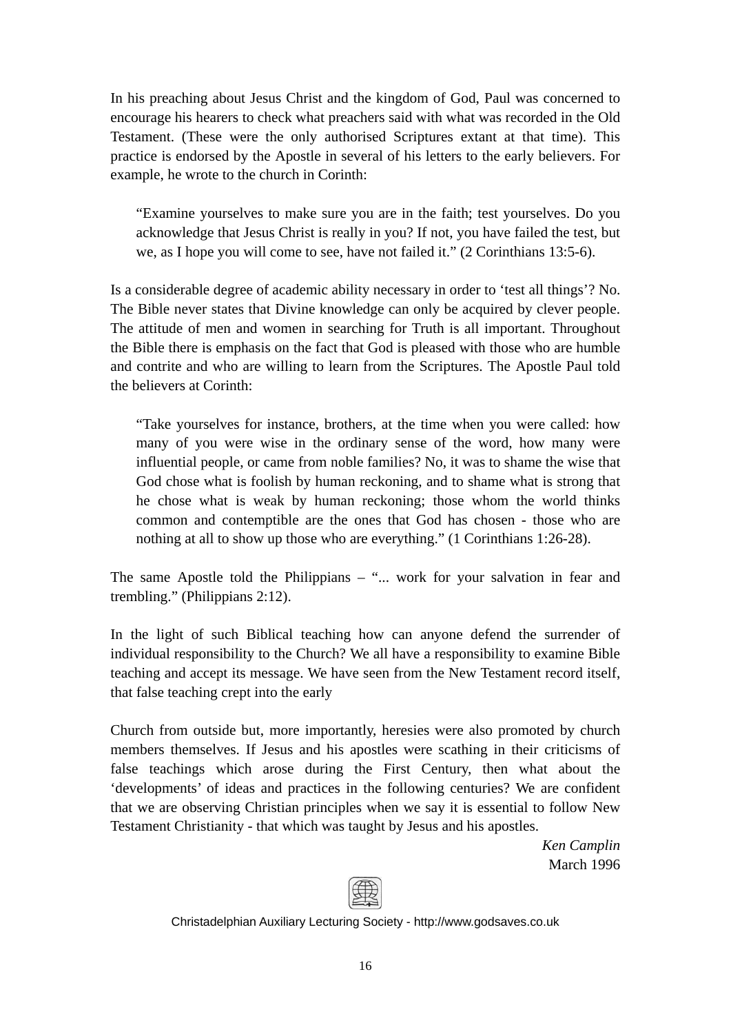In his preaching about Jesus Christ and the kingdom of God, Paul was concerned to encourage his hearers to check what preachers said with what was recorded in the Old Testament. (These were the only authorised Scriptures extant at that time). This practice is endorsed by the Apostle in several of his letters to the early believers. For example, he wrote to the church in Corinth:

> "Examine yourselves to make sure you are in the faith; test yourselves. Do you acknowledge that Jesus Christ is really in you? If not, you have failed the test, but we, as I hope you will come to see, have not failed it." (2 Corinthians 13:5-6).

Is a considerable degree of academic ability necessary in order to 'test all things'? No. The Bible never states that Divine knowledge can only be acquired by clever people. The attitude of men and women in searching for Truth is all important. Throughout the Bible there is emphasis on the fact that God is pleased with those who are humble and contrite and who are willing to learn from the Scriptures. The Apostle Paul told the believers at Corinth:

> "Take yourselves for instance, brothers, at the time when you were called: how many of you were wise in the ordinary sense of the word, how many were influential people, or came from noble families? No, it was to shame the wise that God chose what is foolish by human reckoning, and to shame what is strong that he chose what is weak by human reckoning; those whom the world thinks common and contemptible are the ones that God has chosen - those who are nothing at all to show up those who are everything." (1 Corinthians 1:26-28).

The same Apostle told the Philippians – "... work for your salvation in fear and trembling." (Philippians 2:12).

In the light of such Biblical teaching how can anyone defend the surrender of individual responsibility to the Church? We all have a responsibility to examine Bible teaching and accept its message. We have seen from the New Testament record itself, that false teaching crept into the early

Church from outside but, more importantly, heresies were also promoted by church members themselves. If Jesus and his apostles were scathing in their criticisms of false teachings which arose during the First Century, then what about the 'developments' of ideas and practices in the following centuries? We are confident that we are observing Christian principles when we say it is essential to follow New Testament Christianity - that which was taught by Jesus and his apostles.

*Ken Camplin*
March 1996

Christadelphian Auxiliary Lecturing Society - http://www.godsaves.co.uk